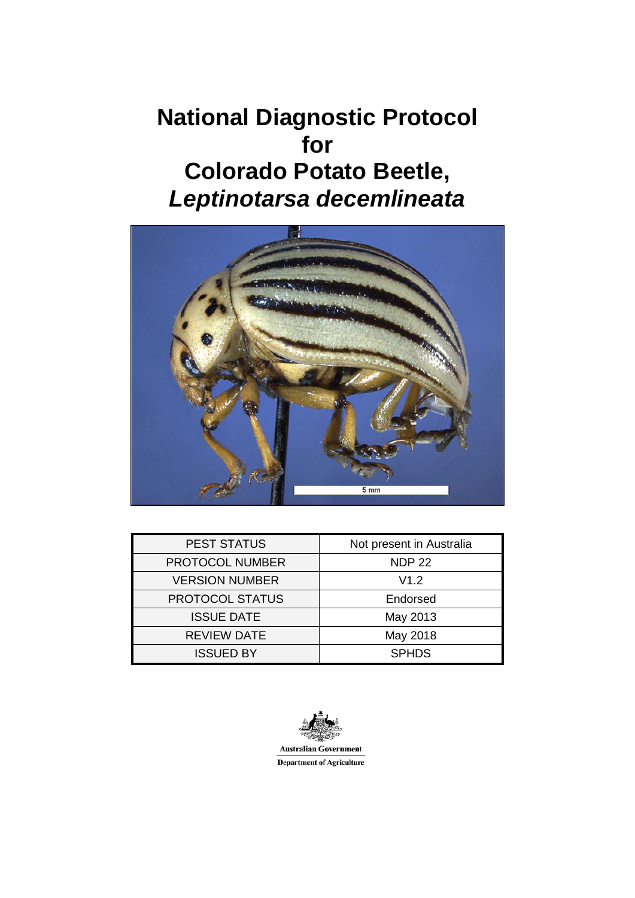# National Diagnostic Protocol for Colorado Potato Beetle, *Leptinotarsa decemlineata*

| PEST STATUS | Not present in Australia |
|---|---|
| PROTOCOL NUMBER | NDP 22 |
| VERSION NUMBER | V1.2 |
| PROTOCOL STATUS | Endorsed |
| ISSUE DATE | May 2013 |
| REVIEW DATE | May 2018 |
| ISSUED BY | SPHDS |

Australian Government

Department of Agriculture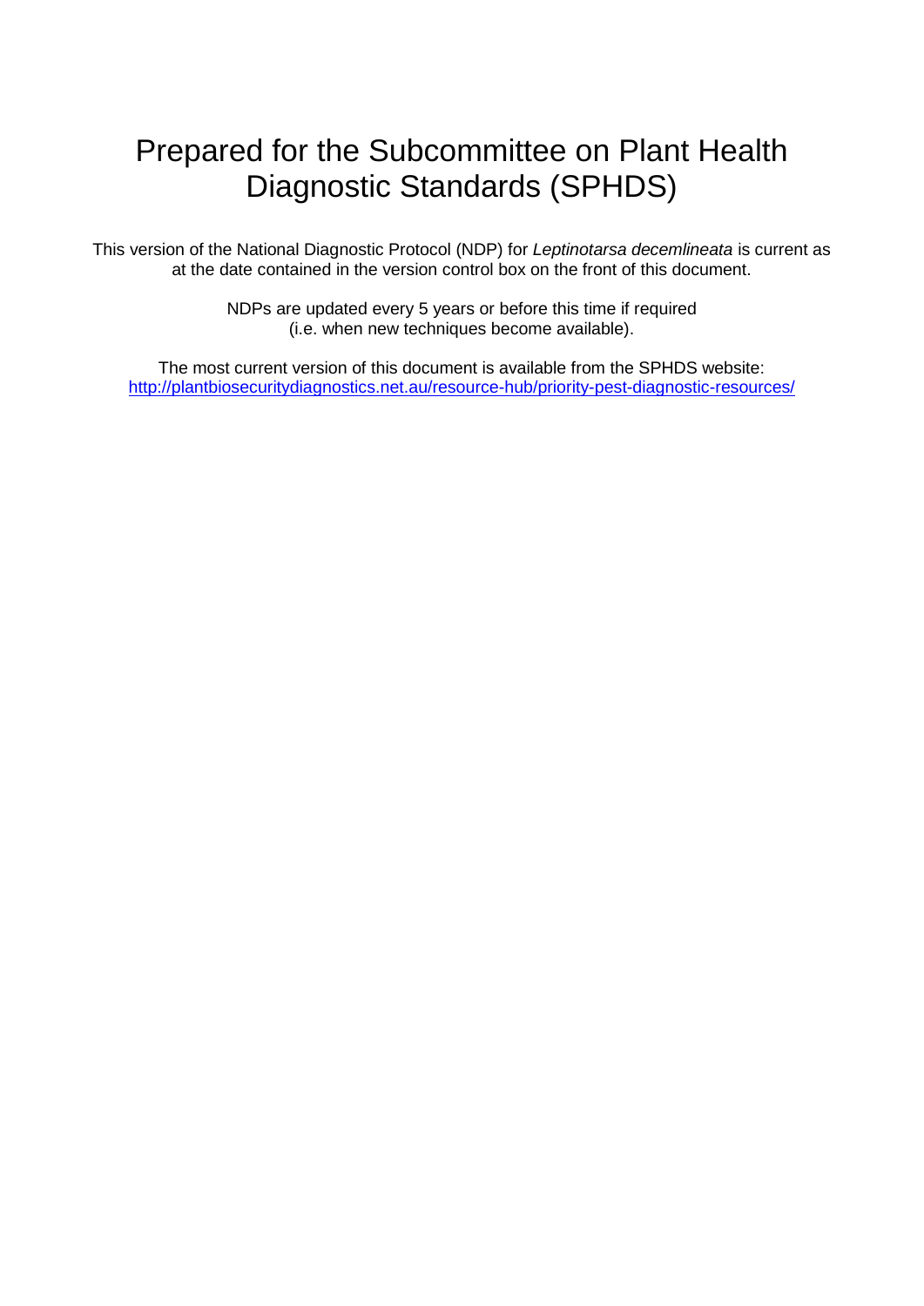# Prepared for the Subcommittee on Plant Health Diagnostic Standards (SPHDS)

This version of the National Diagnostic Protocol (NDP) for *Leptinotarsa decemlineata* is current as at the date contained in the version control box on the front of this document.

NDPs are updated every 5 years or before this time if required (i.e. when new techniques become available).

The most current version of this document is available from the SPHDS website: [http://plantbiosecuritydiagnostics.net.au/resource-hub/priority-pest-diagnostic-resources/](http://plantbiosecuritydiagnostics.net.au/resource-hub/priority-pest-diagnostic-resources/)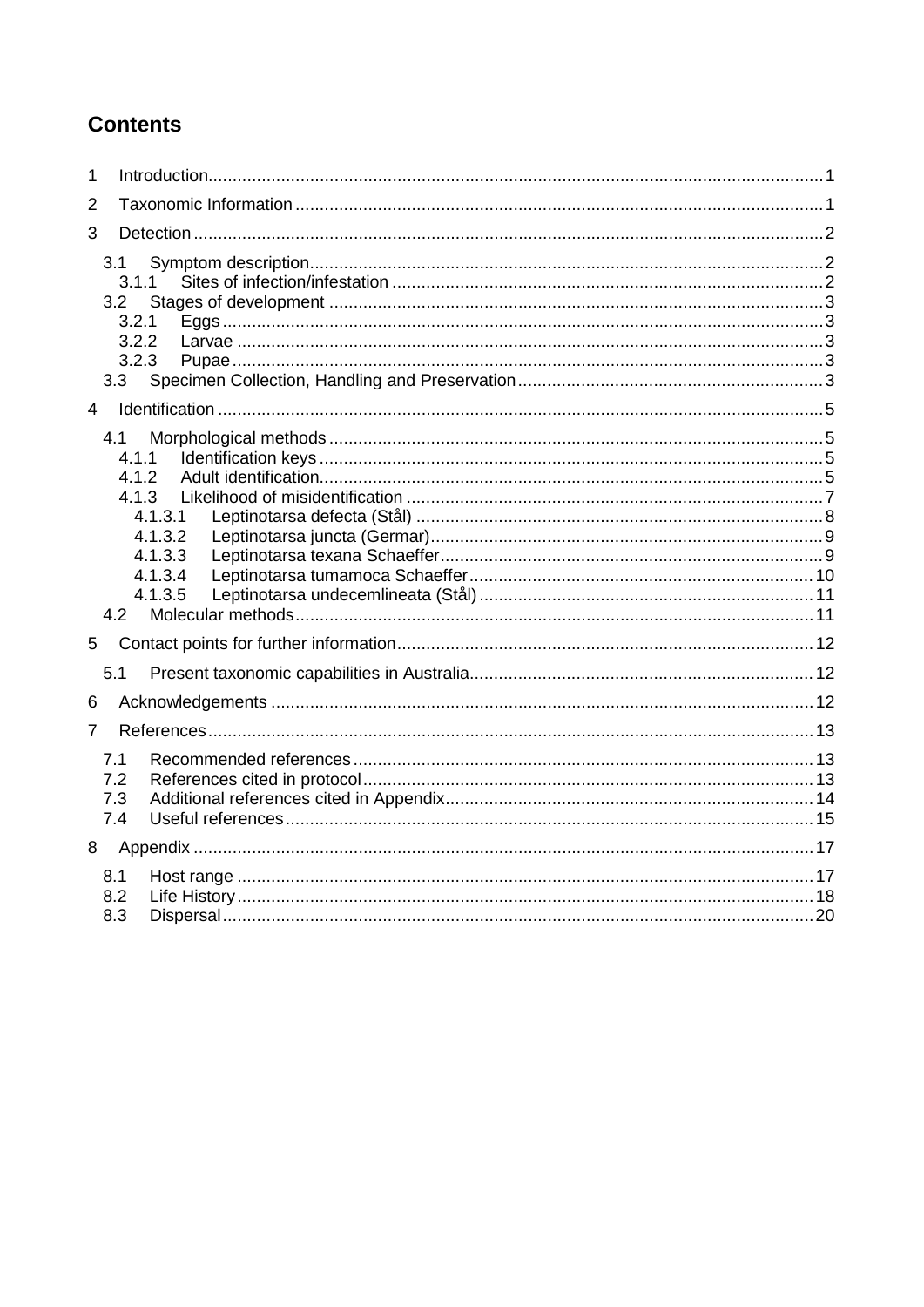# Contents

1 Introduction ........................................................................................................ 1

2 Taxonomic Information ...................................................................................... 1

3 Detection ........................................................................................................... 2

- 3.1 Symptom description ................................................................................... 2
  - 3.1.1 Sites of infection/infestation ................................................................. 2
- 3.2 Stages of development ................................................................................ 3
  - 3.2.1 Eggs ...................................................................................................... 3
  - 3.2.2 Larvae ................................................................................................... 3
  - 3.2.3 Pupae .................................................................................................... 3
- 3.3 Specimen Collection, Handling and Preservation ......................................... 3

4 Identification ...................................................................................................... 5

- 4.1 Morphological methods ................................................................................ 5
  - 4.1.1 Identification keys ................................................................................. 5
  - 4.1.2 Adult identification ................................................................................. 5
  - 4.1.3 Likelihood of misidentification .............................................................. 7
    - 4.1.3.1 Leptinotarsa defecta (Stål) ............................................................. 8
    - 4.1.3.2 Leptinotarsa juncta (Germar) .......................................................... 9
    - 4.1.3.3 Leptinotarsa texana Schaeffer ........................................................ 9
    - 4.1.3.4 Leptinotarsa tumamoca Schaeffer ................................................. 10
    - 4.1.3.5 Leptinotarsa undecemlineata (Stål) ............................................... 11
- 4.2 Molecular methods ..................................................................................... 11

5 Contact points for further information ............................................................... 12

- 5.1 Present taxonomic capabilities in Australia ................................................. 12

6 Acknowledgements .......................................................................................... 12

7 References ....................................................................................................... 13

- 7.1 Recommended references ......................................................................... 13
- 7.2 References cited in protocol ....................................................................... 13
- 7.3 Additional references cited in Appendix ...................................................... 14
- 7.4 Useful references ....................................................................................... 15

8 Appendix .......................................................................................................... 17

- 8.1 Host range ................................................................................................. 17
- 8.2 Life History ................................................................................................. 18
- 8.3 Dispersal .................................................................................................... 20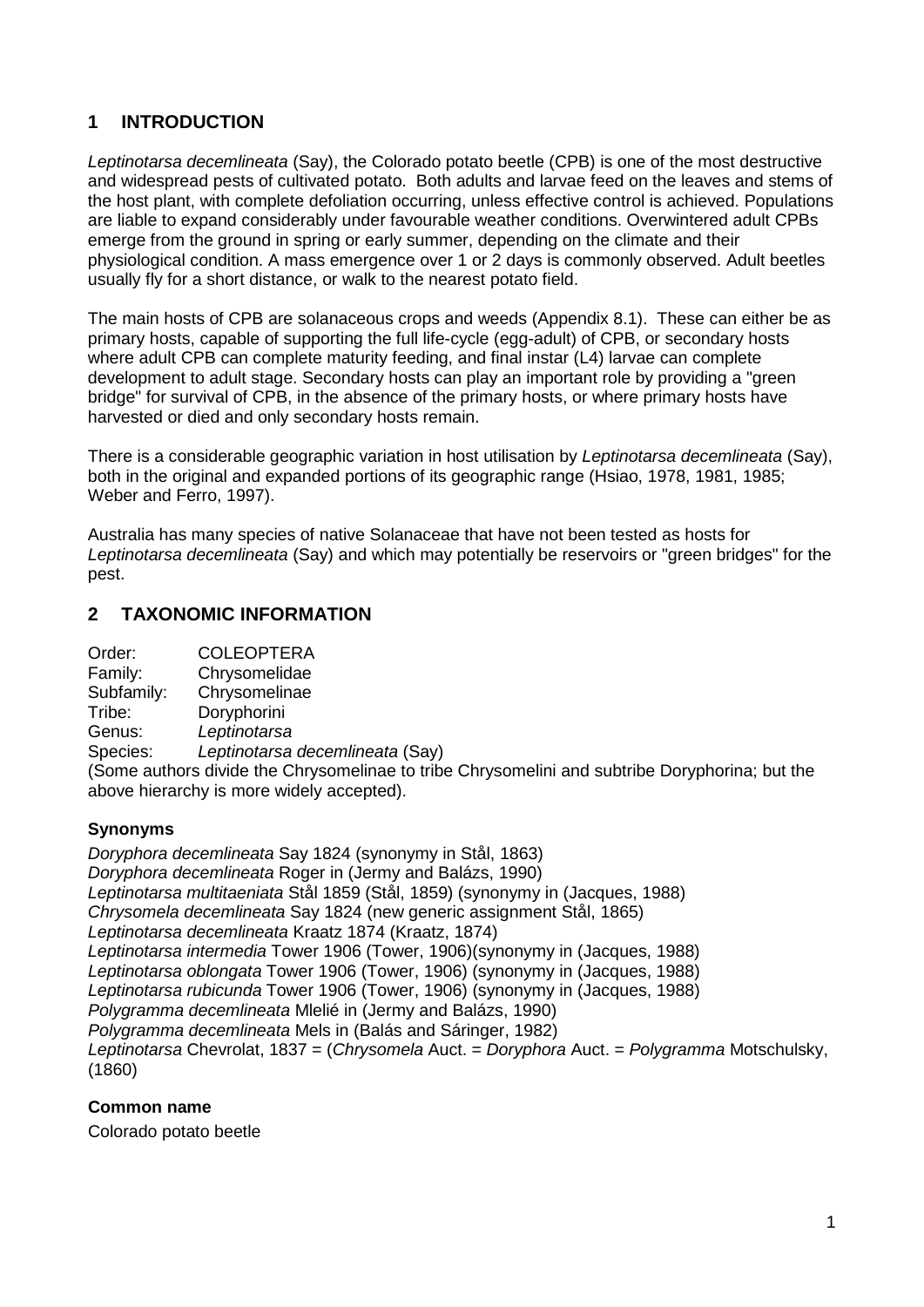## 1 INTRODUCTION

*Leptinotarsa decemlineata* (Say), the Colorado potato beetle (CPB) is one of the most destructive and widespread pests of cultivated potato. Both adults and larvae feed on the leaves and stems of the host plant, with complete defoliation occurring, unless effective control is achieved. Populations are liable to expand considerably under favourable weather conditions. Overwintered adult CPBs emerge from the ground in spring or early summer, depending on the climate and their physiological condition. A mass emergence over 1 or 2 days is commonly observed. Adult beetles usually fly for a short distance, or walk to the nearest potato field.

The main hosts of CPB are solanaceous crops and weeds (Appendix 8.1). These can either be as primary hosts, capable of supporting the full life-cycle (egg-adult) of CPB, or secondary hosts where adult CPB can complete maturity feeding, and final instar (L4) larvae can complete development to adult stage. Secondary hosts can play an important role by providing a "green bridge" for survival of CPB, in the absence of the primary hosts, or where primary hosts have harvested or died and only secondary hosts remain.

There is a considerable geographic variation in host utilisation by *Leptinotarsa decemlineata* (Say), both in the original and expanded portions of its geographic range (Hsiao, 1978, 1981, 1985; Weber and Ferro, 1997).

Australia has many species of native Solanaceae that have not been tested as hosts for *Leptinotarsa decemlineata* (Say) and which may potentially be reservoirs or "green bridges" for the pest.

## 2 TAXONOMIC INFORMATION

Order: COLEOPTERA
Family: Chrysomelidae
Subfamily: Chrysomelinae
Tribe: Doryphorini
Genus: *Leptinotarsa*
Species: *Leptinotarsa decemlineata* (Say)

(Some authors divide the Chrysomelinae to tribe Chrysomelini and subtribe Doryphorina; but the above hierarchy is more widely accepted).

### Synonyms

*Doryphora decemlineata* Say 1824 (synonymy in Stål, 1863)
*Doryphora decemlineata* Roger in (Jermy and Balázs, 1990)
*Leptinotarsa multitaeniata* Stål 1859 (Stål, 1859) (synonymy in (Jacques, 1988)
*Chrysomela decemlineata* Say 1824 (new generic assignment Stål, 1865)
*Leptinotarsa decemlineata* Kraatz 1874 (Kraatz, 1874)
*Leptinotarsa intermedia* Tower 1906 (Tower, 1906)(synonymy in (Jacques, 1988)
*Leptinotarsa oblongata* Tower 1906 (Tower, 1906) (synonymy in (Jacques, 1988)
*Leptinotarsa rubicunda* Tower 1906 (Tower, 1906) (synonymy in (Jacques, 1988)
*Polygramma decemlineata* Mlelié in (Jermy and Balázs, 1990)
*Polygramma decemlineata* Mels in (Balás and Sáringer, 1982)
*Leptinotarsa* Chevrolat, 1837 = (*Chrysomela* Auct. = *Doryphora* Auct. = *Polygramma* Motschulsky, (1860)

### Common name

Colorado potato beetle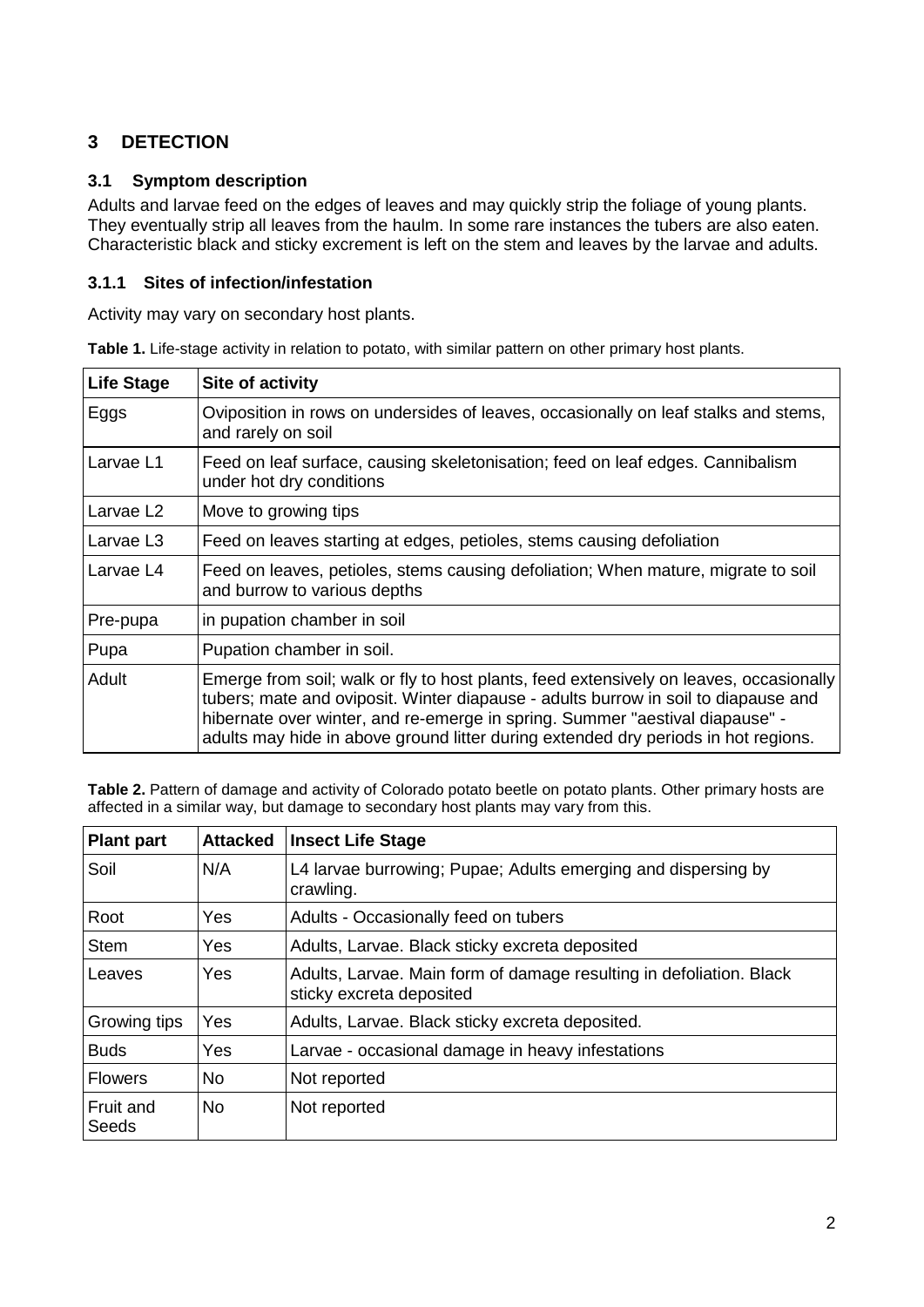## 3 DETECTION

### 3.1 Symptom description

Adults and larvae feed on the edges of leaves and may quickly strip the foliage of young plants. They eventually strip all leaves from the haulm. In some rare instances the tubers are also eaten. Characteristic black and sticky excrement is left on the stem and leaves by the larvae and adults.

#### 3.1.1 Sites of infection/infestation

Activity may vary on secondary host plants.

**Table 1.** Life-stage activity in relation to potato, with similar pattern on other primary host plants.

| Life Stage | Site of activity |
|---|---|
| Eggs | Oviposition in rows on undersides of leaves, occasionally on leaf stalks and stems, and rarely on soil |
| Larvae L1 | Feed on leaf surface, causing skeletonisation; feed on leaf edges. Cannibalism under hot dry conditions |
| Larvae L2 | Move to growing tips |
| Larvae L3 | Feed on leaves starting at edges, petioles, stems causing defoliation |
| Larvae L4 | Feed on leaves, petioles, stems causing defoliation; When mature, migrate to soil and burrow to various depths |
| Pre-pupa | in pupation chamber in soil |
| Pupa | Pupation chamber in soil. |
| Adult | Emerge from soil; walk or fly to host plants, feed extensively on leaves, occasionally tubers; mate and oviposit. Winter diapause - adults burrow in soil to diapause and hibernate over winter, and re-emerge in spring. Summer "aestival diapause" - adults may hide in above ground litter during extended dry periods in hot regions. |

**Table 2.** Pattern of damage and activity of Colorado potato beetle on potato plants. Other primary hosts are affected in a similar way, but damage to secondary host plants may vary from this.

| Plant part | Attacked | Insect Life Stage |
|---|---|---|
| Soil | N/A | L4 larvae burrowing; Pupae; Adults emerging and dispersing by crawling. |
| Root | Yes | Adults - Occasionally feed on tubers |
| Stem | Yes | Adults, Larvae. Black sticky excreta deposited |
| Leaves | Yes | Adults, Larvae. Main form of damage resulting in defoliation. Black sticky excreta deposited |
| Growing tips | Yes | Adults, Larvae. Black sticky excreta deposited. |
| Buds | Yes | Larvae - occasional damage in heavy infestations |
| Flowers | No | Not reported |
| Fruit and Seeds | No | Not reported |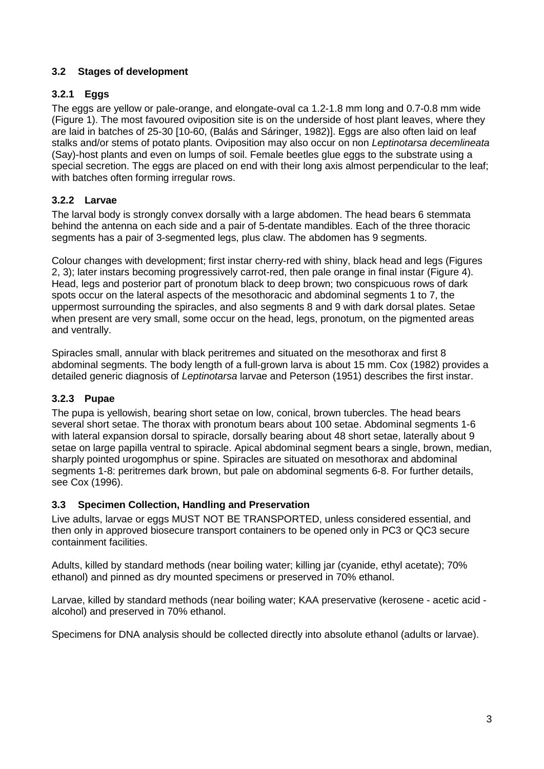### 3.2 Stages of development

#### 3.2.1 Eggs

The eggs are yellow or pale-orange, and elongate-oval ca 1.2-1.8 mm long and 0.7-0.8 mm wide (Figure 1). The most favoured oviposition site is on the underside of host plant leaves, where they are laid in batches of 25-30 [10-60, (Balás and Sáringer, 1982)]. Eggs are also often laid on leaf stalks and/or stems of potato plants. Oviposition may also occur on non *Leptinotarsa decemlineata* (Say)-host plants and even on lumps of soil. Female beetles glue eggs to the substrate using a special secretion. The eggs are placed on end with their long axis almost perpendicular to the leaf; with batches often forming irregular rows.

#### 3.2.2 Larvae

The larval body is strongly convex dorsally with a large abdomen. The head bears 6 stemmata behind the antenna on each side and a pair of 5-dentate mandibles. Each of the three thoracic segments has a pair of 3-segmented legs, plus claw. The abdomen has 9 segments.

Colour changes with development; first instar cherry-red with shiny, black head and legs (Figures 2, 3); later instars becoming progressively carrot-red, then pale orange in final instar (Figure 4). Head, legs and posterior part of pronotum black to deep brown; two conspicuous rows of dark spots occur on the lateral aspects of the mesothoracic and abdominal segments 1 to 7, the uppermost surrounding the spiracles, and also segments 8 and 9 with dark dorsal plates. Setae when present are very small, some occur on the head, legs, pronotum, on the pigmented areas and ventrally.

Spiracles small, annular with black peritremes and situated on the mesothorax and first 8 abdominal segments. The body length of a full-grown larva is about 15 mm. Cox (1982) provides a detailed generic diagnosis of *Leptinotarsa* larvae and Peterson (1951) describes the first instar.

#### 3.2.3 Pupae

The pupa is yellowish, bearing short setae on low, conical, brown tubercles. The head bears several short setae. The thorax with pronotum bears about 100 setae. Abdominal segments 1-6 with lateral expansion dorsal to spiracle, dorsally bearing about 48 short setae, laterally about 9 setae on large papilla ventral to spiracle. Apical abdominal segment bears a single, brown, median, sharply pointed urogomphus or spine. Spiracles are situated on mesothorax and abdominal segments 1-8: peritremes dark brown, but pale on abdominal segments 6-8. For further details, see Cox (1996).

### 3.3 Specimen Collection, Handling and Preservation

Live adults, larvae or eggs MUST NOT BE TRANSPORTED, unless considered essential, and then only in approved biosecure transport containers to be opened only in PC3 or QC3 secure containment facilities.

Adults, killed by standard methods (near boiling water; killing jar (cyanide, ethyl acetate); 70% ethanol) and pinned as dry mounted specimens or preserved in 70% ethanol.

Larvae, killed by standard methods (near boiling water; KAA preservative (kerosene - acetic acid - alcohol) and preserved in 70% ethanol.

Specimens for DNA analysis should be collected directly into absolute ethanol (adults or larvae).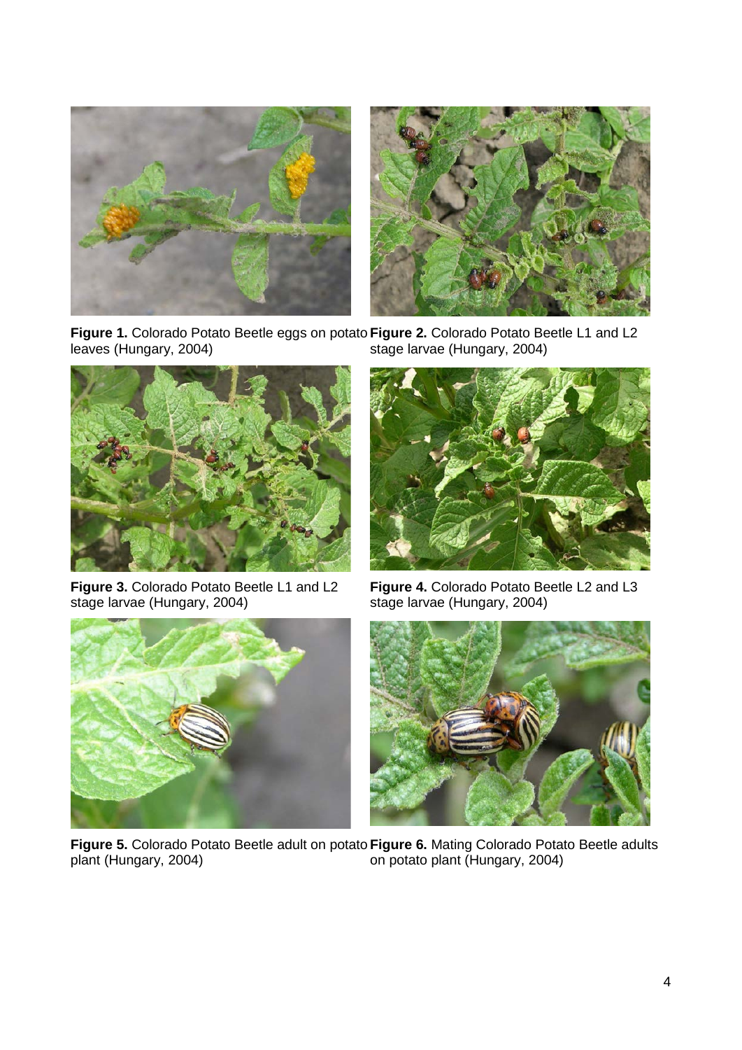**Figure 1.** Colorado Potato Beetle eggs on potato leaves (Hungary, 2004)

**Figure 2.** Colorado Potato Beetle L1 and L2 stage larvae (Hungary, 2004)

**Figure 3.** Colorado Potato Beetle L1 and L2 stage larvae (Hungary, 2004)

**Figure 4.** Colorado Potato Beetle L2 and L3 stage larvae (Hungary, 2004)

**Figure 5.** Colorado Potato Beetle adult on potato plant (Hungary, 2004)

**Figure 6.** Mating Colorado Potato Beetle adults on potato plant (Hungary, 2004)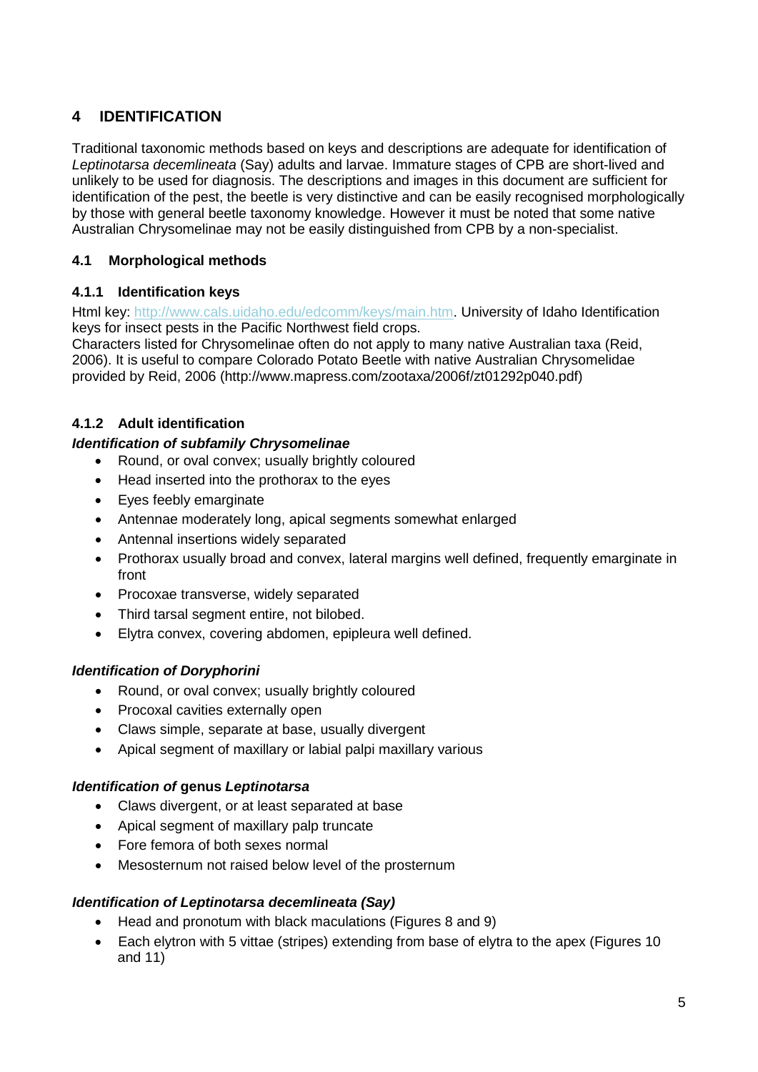# 4 IDENTIFICATION

Traditional taxonomic methods based on keys and descriptions are adequate for identification of *Leptinotarsa decemlineata* (Say) adults and larvae. Immature stages of CPB are short-lived and unlikely to be used for diagnosis. The descriptions and images in this document are sufficient for identification of the pest, the beetle is very distinctive and can be easily recognised morphologically by those with general beetle taxonomy knowledge. However it must be noted that some native Australian Chrysomelinae may not be easily distinguished from CPB by a non-specialist.

## 4.1 Morphological methods

### 4.1.1 Identification keys

Html key: http://www.cals.uidaho.edu/edcomm/keys/main.htm. University of Idaho Identification keys for insect pests in the Pacific Northwest field crops.

Characters listed for Chrysomelinae often do not apply to many native Australian taxa (Reid, 2006). It is useful to compare Colorado Potato Beetle with native Australian Chrysomelidae provided by Reid, 2006 (http://www.mapress.com/zootaxa/2006f/zt01292p040.pdf)

### 4.1.2 Adult identification

***Identification of subfamily Chrysomelinae***

- Round, or oval convex; usually brightly coloured
- Head inserted into the prothorax to the eyes
- Eyes feebly emarginate
- Antennae moderately long, apical segments somewhat enlarged
- Antennal insertions widely separated
- Prothorax usually broad and convex, lateral margins well defined, frequently emarginate in front
- Procoxae transverse, widely separated
- Third tarsal segment entire, not bilobed.
- Elytra convex, covering abdomen, epipleura well defined.

***Identification of Doryphorini***

- Round, or oval convex; usually brightly coloured
- Procoxal cavities externally open
- Claws simple, separate at base, usually divergent
- Apical segment of maxillary or labial palpi maxillary various

***Identification of* genus *Leptinotarsa***

- Claws divergent, or at least separated at base
- Apical segment of maxillary palp truncate
- Fore femora of both sexes normal
- Mesosternum not raised below level of the prosternum

***Identification of Leptinotarsa decemlineata (Say)***

- Head and pronotum with black maculations (Figures 8 and 9)
- Each elytron with 5 vittae (stripes) extending from base of elytra to the apex (Figures 10 and 11)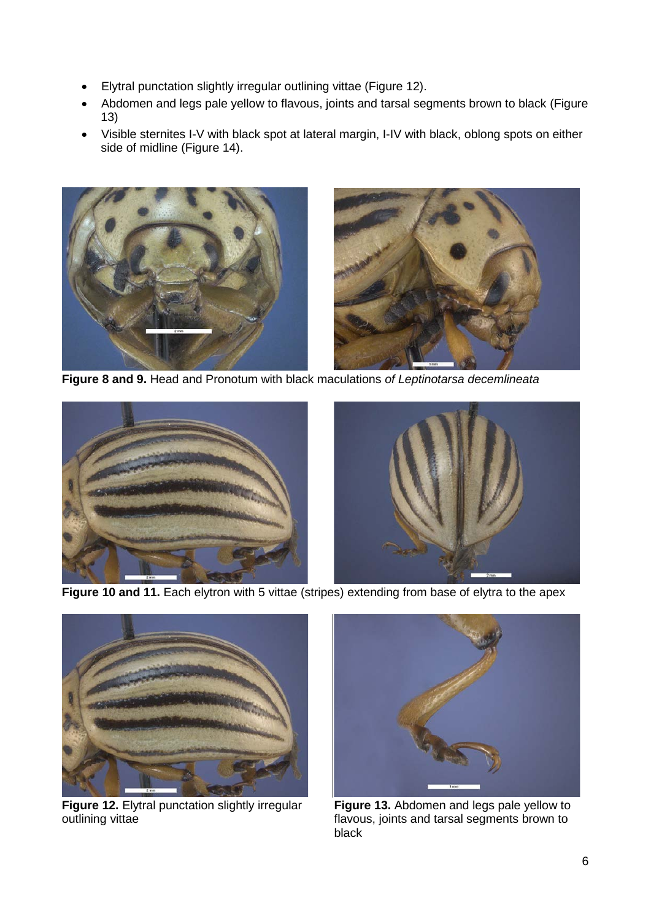- Elytral punctation slightly irregular outlining vittae (Figure 12).
- Abdomen and legs pale yellow to flavous, joints and tarsal segments brown to black (Figure 13)
- Visible sternites I-V with black spot at lateral margin, I-IV with black, oblong spots on either side of midline (Figure 14).

**Figure 8 and 9.** Head and Pronotum with black maculations *of Leptinotarsa decemlineata*

**Figure 10 and 11.** Each elytron with 5 vittae (stripes) extending from base of elytra to the apex

**Figure 12.** Elytral punctation slightly irregular outlining vittae

**Figure 13.** Abdomen and legs pale yellow to flavous, joints and tarsal segments brown to black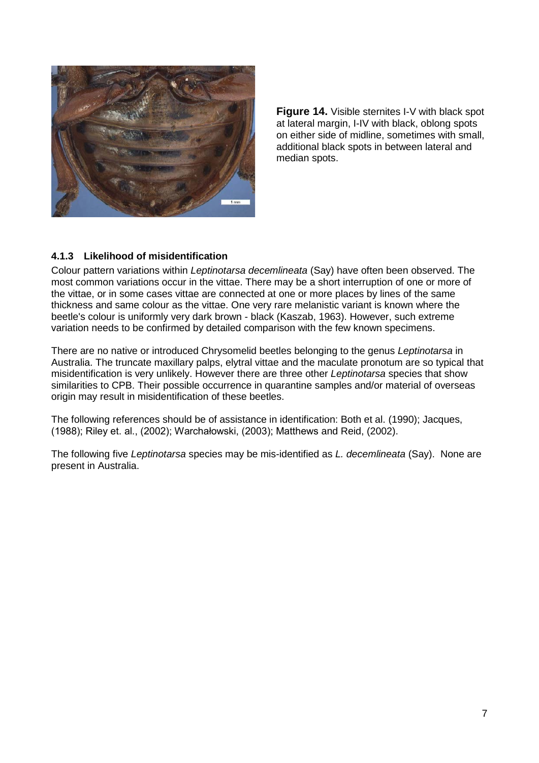**Figure 14.** Visible sternites I-V with black spot at lateral margin, I-IV with black, oblong spots on either side of midline, sometimes with small, additional black spots in between lateral and median spots.

### 4.1.3 Likelihood of misidentification

Colour pattern variations within *Leptinotarsa decemlineata* (Say) have often been observed. The most common variations occur in the vittae. There may be a short interruption of one or more of the vittae, or in some cases vittae are connected at one or more places by lines of the same thickness and same colour as the vittae. One very rare melanistic variant is known where the beetle's colour is uniformly very dark brown - black (Kaszab, 1963). However, such extreme variation needs to be confirmed by detailed comparison with the few known specimens.

There are no native or introduced Chrysomelid beetles belonging to the genus *Leptinotarsa* in Australia. The truncate maxillary palps, elytral vittae and the maculate pronotum are so typical that misidentification is very unlikely. However there are three other *Leptinotarsa* species that show similarities to CPB. Their possible occurrence in quarantine samples and/or material of overseas origin may result in misidentification of these beetles.

The following references should be of assistance in identification: Both et al. (1990); Jacques, (1988); Riley et. al., (2002); Warchałowski, (2003); Matthews and Reid, (2002).

The following five *Leptinotarsa* species may be mis-identified as *L. decemlineata* (Say). None are present in Australia.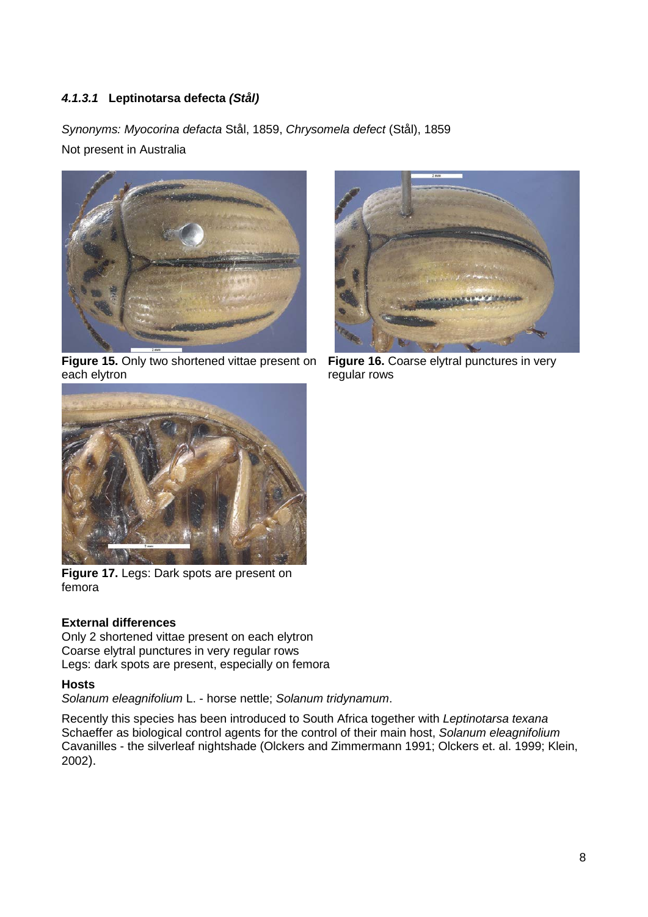#### *4.1.3.1* **Leptinotarsa defecta *(Stål)***

*Synonyms: Myocorina defacta* Stål, 1859, *Chrysomela defect* (Stål), 1859

Not present in Australia

**Figure 15.** Only two shortened vittae present on each elytron

**Figure 16.** Coarse elytral punctures in very regular rows

**Figure 17.** Legs: Dark spots are present on femora

**External differences**

Only 2 shortened vittae present on each elytron
Coarse elytral punctures in very regular rows
Legs: dark spots are present, especially on femora

**Hosts**

*Solanum eleagnifolium* L. - horse nettle; *Solanum tridynamum*.

Recently this species has been introduced to South Africa together with *Leptinotarsa texana* Schaeffer as biological control agents for the control of their main host, *Solanum eleagnifolium* Cavanilles - the silverleaf nightshade (Olckers and Zimmermann 1991; Olckers et. al. 1999; Klein, 2002).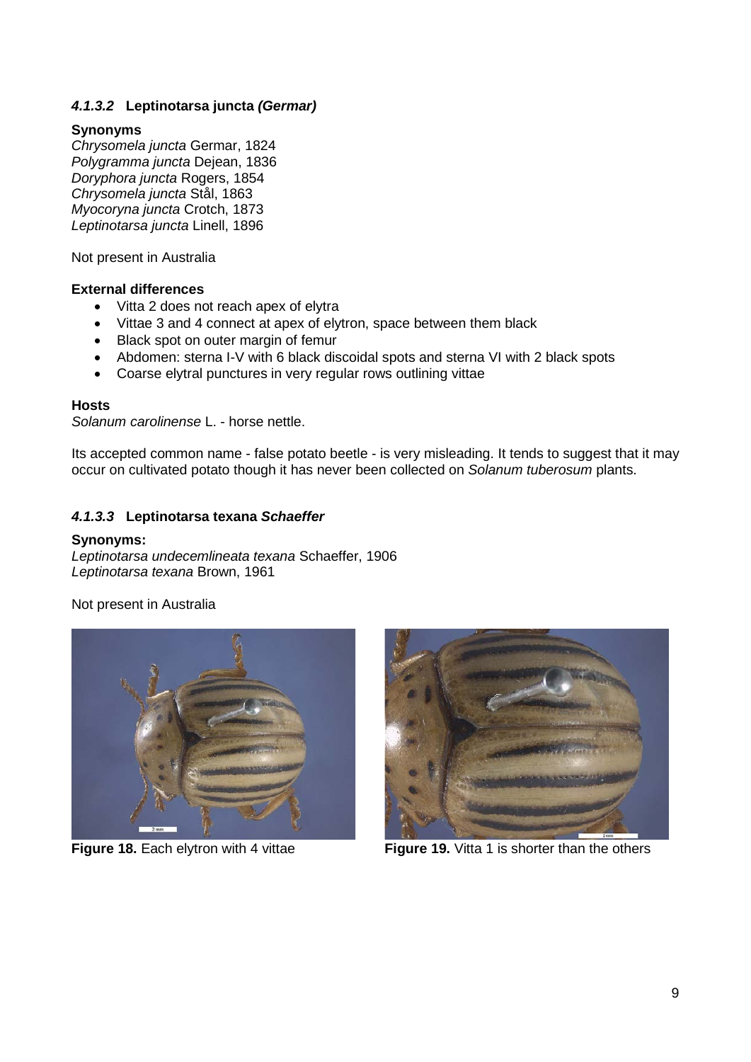### *4.1.3.2* Leptinotarsa juncta *(Germar)*

**Synonyms**

*Chrysomela juncta* Germar, 1824
*Polygramma juncta* Dejean, 1836
*Doryphora juncta* Rogers, 1854
*Chrysomela juncta* Stål, 1863
*Myocoryna juncta* Crotch, 1873
*Leptinotarsa juncta* Linell, 1896

Not present in Australia

**External differences**

- Vitta 2 does not reach apex of elytra
- Vittae 3 and 4 connect at apex of elytron, space between them black
- Black spot on outer margin of femur
- Abdomen: sterna I-V with 6 black discoidal spots and sterna VI with 2 black spots
- Coarse elytral punctures in very regular rows outlining vittae

**Hosts**

*Solanum carolinense* L. - horse nettle.

Its accepted common name - false potato beetle - is very misleading. It tends to suggest that it may occur on cultivated potato though it has never been collected on *Solanum tuberosum* plants.

### *4.1.3.3* Leptinotarsa texana *Schaeffer*

**Synonyms:**

*Leptinotarsa undecemlineata texana* Schaeffer, 1906
*Leptinotarsa texana* Brown, 1961

Not present in Australia

**Figure 18.** Each elytron with 4 vittae

**Figure 19.** Vitta 1 is shorter than the others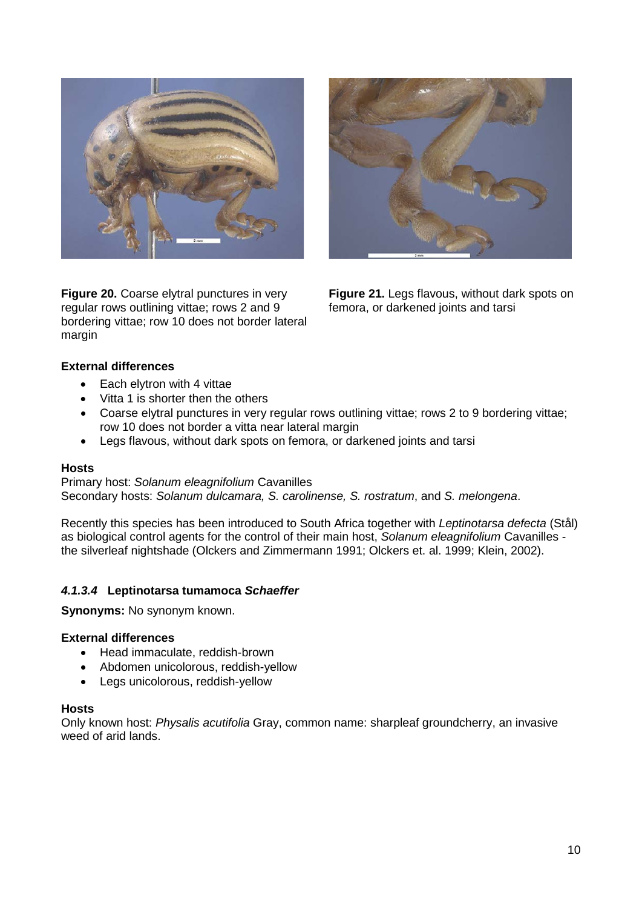**Figure 20.** Coarse elytral punctures in very regular rows outlining vittae; rows 2 and 9 bordering vittae; row 10 does not border lateral margin

**Figure 21.** Legs flavous, without dark spots on femora, or darkened joints and tarsi

**External differences**

- Each elytron with 4 vittae
- Vitta 1 is shorter then the others
- Coarse elytral punctures in very regular rows outlining vittae; rows 2 to 9 bordering vittae; row 10 does not border a vitta near lateral margin
- Legs flavous, without dark spots on femora, or darkened joints and tarsi

**Hosts**

Primary host: *Solanum eleagnifolium* Cavanilles
Secondary hosts: *Solanum dulcamara, S. carolinense, S. rostratum*, and *S. melongena*.

Recently this species has been introduced to South Africa together with *Leptinotarsa defecta* (Stål) as biological control agents for the control of their main host, *Solanum eleagnifolium* Cavanilles - the silverleaf nightshade (Olckers and Zimmermann 1991; Olckers et. al. 1999; Klein, 2002).

### *4.1.3.4* Leptinotarsa tumamoca *Schaeffer*

**Synonyms:** No synonym known.

**External differences**

- Head immaculate, reddish-brown
- Abdomen unicolorous, reddish-yellow
- Legs unicolorous, reddish-yellow

**Hosts**

Only known host: *Physalis acutifolia* Gray, common name: sharpleaf groundcherry, an invasive weed of arid lands.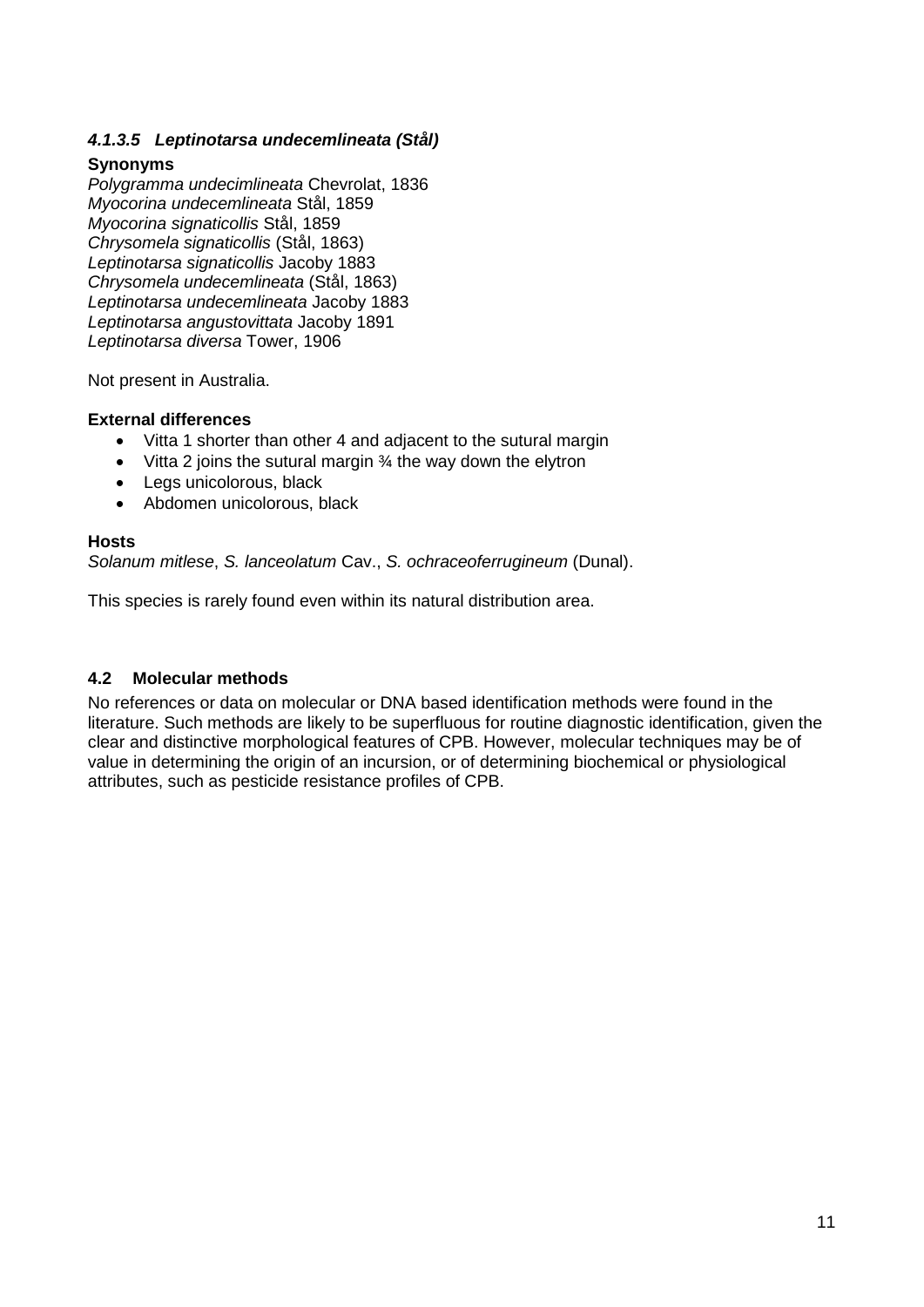#### *4.1.3.5 Leptinotarsa undecemlineata (Stål)*

**Synonyms**

*Polygramma undecimlineata* Chevrolat, 1836
*Myocorina undecemlineata* Stål, 1859
*Myocorina signaticollis* Stål, 1859
*Chrysomela signaticollis* (Stål, 1863)
*Leptinotarsa signaticollis* Jacoby 1883
*Chrysomela undecemlineata* (Stål, 1863)
*Leptinotarsa undecemlineata* Jacoby 1883
*Leptinotarsa angustovittata* Jacoby 1891
*Leptinotarsa diversa* Tower, 1906

Not present in Australia.

**External differences**

- Vitta 1 shorter than other 4 and adjacent to the sutural margin
- Vitta 2 joins the sutural margin ¾ the way down the elytron
- Legs unicolorous, black
- Abdomen unicolorous, black

**Hosts**

*Solanum mitlese*, *S. lanceolatum* Cav., *S. ochraceoferrugineum* (Dunal).

This species is rarely found even within its natural distribution area.

### 4.2 Molecular methods

No references or data on molecular or DNA based identification methods were found in the literature. Such methods are likely to be superfluous for routine diagnostic identification, given the clear and distinctive morphological features of CPB. However, molecular techniques may be of value in determining the origin of an incursion, or of determining biochemical or physiological attributes, such as pesticide resistance profiles of CPB.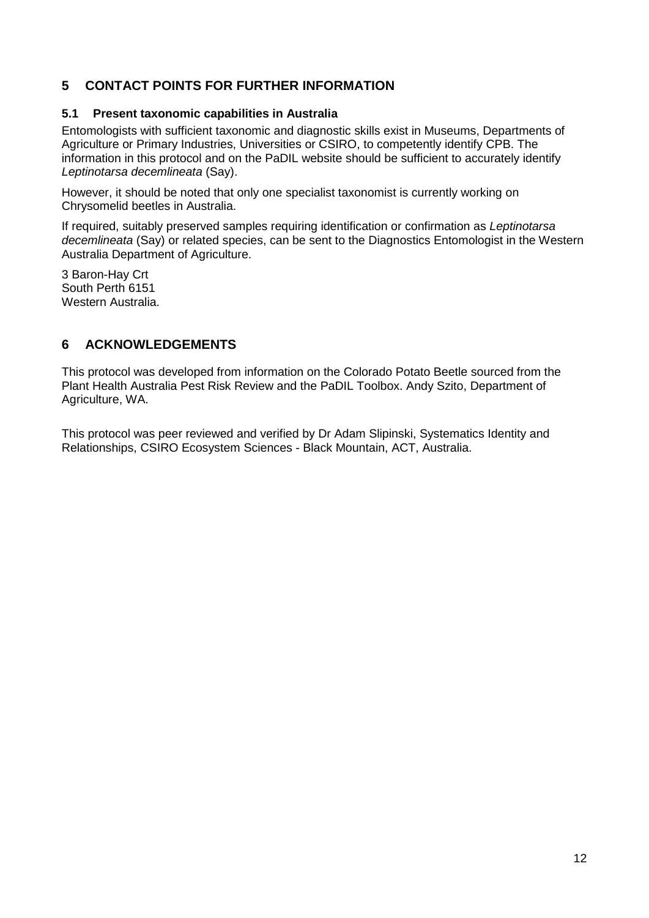## 5 CONTACT POINTS FOR FURTHER INFORMATION

### 5.1 Present taxonomic capabilities in Australia

Entomologists with sufficient taxonomic and diagnostic skills exist in Museums, Departments of Agriculture or Primary Industries, Universities or CSIRO, to competently identify CPB. The information in this protocol and on the PaDIL website should be sufficient to accurately identify *Leptinotarsa decemlineata* (Say).

However, it should be noted that only one specialist taxonomist is currently working on Chrysomelid beetles in Australia.

If required, suitably preserved samples requiring identification or confirmation as *Leptinotarsa decemlineata* (Say) or related species, can be sent to the Diagnostics Entomologist in the Western Australia Department of Agriculture.

3 Baron-Hay Crt
South Perth 6151
Western Australia.

## 6 ACKNOWLEDGEMENTS

This protocol was developed from information on the Colorado Potato Beetle sourced from the Plant Health Australia Pest Risk Review and the PaDIL Toolbox. Andy Szito, Department of Agriculture, WA.

This protocol was peer reviewed and verified by Dr Adam Slipinski, Systematics Identity and Relationships, CSIRO Ecosystem Sciences - Black Mountain, ACT, Australia.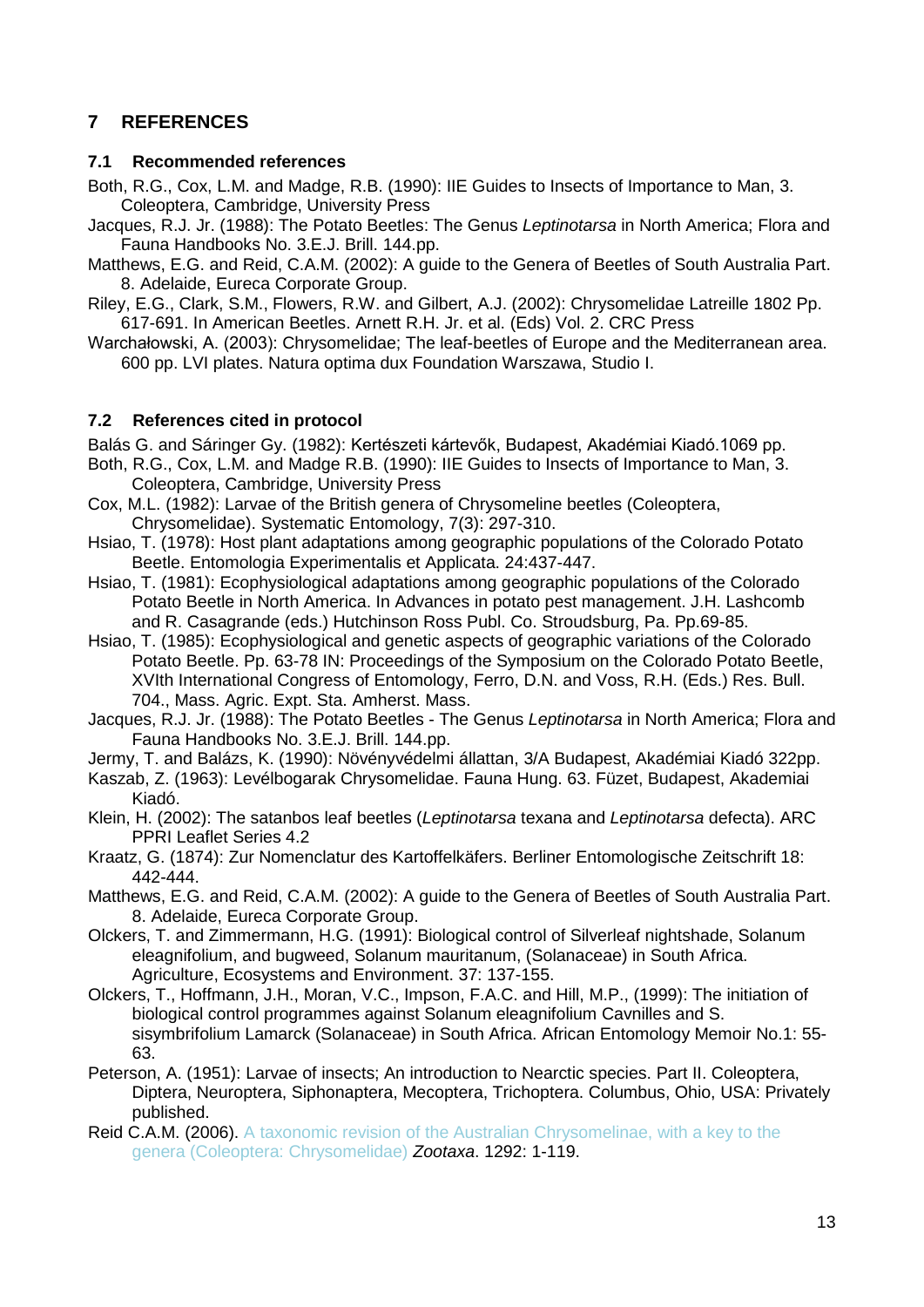## 7 REFERENCES

### 7.1 Recommended references

Both, R.G., Cox, L.M. and Madge, R.B. (1990): IIE Guides to Insects of Importance to Man, 3. Coleoptera, Cambridge, University Press

Jacques, R.J. Jr. (1988): The Potato Beetles: The Genus *Leptinotarsa* in North America; Flora and Fauna Handbooks No. 3.E.J. Brill. 144.pp.

Matthews, E.G. and Reid, C.A.M. (2002): A guide to the Genera of Beetles of South Australia Part. 8. Adelaide, Eureca Corporate Group.

Riley, E.G., Clark, S.M., Flowers, R.W. and Gilbert, A.J. (2002): Chrysomelidae Latreille 1802 Pp. 617-691. In American Beetles. Arnett R.H. Jr. et al. (Eds) Vol. 2. CRC Press

Warchałowski, A. (2003): Chrysomelidae; The leaf-beetles of Europe and the Mediterranean area. 600 pp. LVI plates. Natura optima dux Foundation Warszawa, Studio I.

### 7.2 References cited in protocol

Balás G. and Sáringer Gy. (1982): Kertészeti kártevők, Budapest, Akadémiai Kiadó.1069 pp.

Both, R.G., Cox, L.M. and Madge R.B. (1990): IIE Guides to Insects of Importance to Man, 3. Coleoptera, Cambridge, University Press

Cox, M.L. (1982): Larvae of the British genera of Chrysomeline beetles (Coleoptera, Chrysomelidae). Systematic Entomology, 7(3): 297-310.

Hsiao, T. (1978): Host plant adaptations among geographic populations of the Colorado Potato Beetle. Entomologia Experimentalis et Applicata. 24:437-447.

Hsiao, T. (1981): Ecophysiological adaptations among geographic populations of the Colorado Potato Beetle in North America. In Advances in potato pest management. J.H. Lashcomb and R. Casagrande (eds.) Hutchinson Ross Publ. Co. Stroudsburg, Pa. Pp.69-85.

Hsiao, T. (1985): Ecophysiological and genetic aspects of geographic variations of the Colorado Potato Beetle. Pp. 63-78 IN: Proceedings of the Symposium on the Colorado Potato Beetle, XVIth International Congress of Entomology, Ferro, D.N. and Voss, R.H. (Eds.) Res. Bull. 704., Mass. Agric. Expt. Sta. Amherst. Mass.

Jacques, R.J. Jr. (1988): The Potato Beetles - The Genus *Leptinotarsa* in North America; Flora and Fauna Handbooks No. 3.E.J. Brill. 144.pp.

Jermy, T. and Balázs, K. (1990): Növényvédelmi állattan, 3/A Budapest, Akadémiai Kiadó 322pp.

Kaszab, Z. (1963): Levélbogarak Chrysomelidae. Fauna Hung. 63. Füzet, Budapest, Akademiai Kiadó.

Klein, H. (2002): The satanbos leaf beetles (*Leptinotarsa* texana and *Leptinotarsa* defecta). ARC PPRI Leaflet Series 4.2

Kraatz, G. (1874): Zur Nomenclatur des Kartoffelkäfers. Berliner Entomologische Zeitschrift 18: 442-444.

Matthews, E.G. and Reid, C.A.M. (2002): A guide to the Genera of Beetles of South Australia Part. 8. Adelaide, Eureca Corporate Group.

Olckers, T. and Zimmermann, H.G. (1991): Biological control of Silverleaf nightshade, Solanum eleagnifolium, and bugweed, Solanum mauritanum, (Solanaceae) in South Africa. Agriculture, Ecosystems and Environment. 37: 137-155.

Olckers, T., Hoffmann, J.H., Moran, V.C., Impson, F.A.C. and Hill, M.P., (1999): The initiation of biological control programmes against Solanum eleagnifolium Cavnilles and S. sisymbrifolium Lamarck (Solanaceae) in South Africa. African Entomology Memoir No.1: 55-63.

Peterson, A. (1951): Larvae of insects; An introduction to Nearctic species. Part II. Coleoptera, Diptera, Neuroptera, Siphonaptera, Mecoptera, Trichoptera. Columbus, Ohio, USA: Privately published.

Reid C.A.M. (2006). A taxonomic revision of the Australian Chrysomelinae, with a key to the genera (Coleoptera: Chrysomelidae) *Zootaxa*. 1292: 1-119.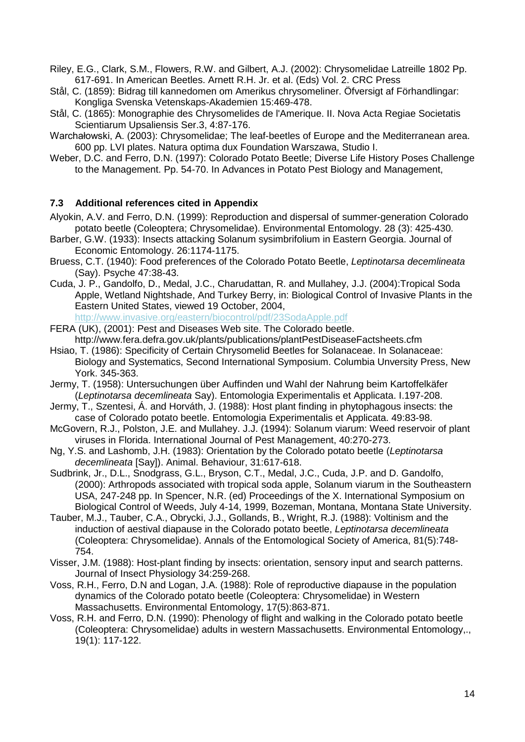Riley, E.G., Clark, S.M., Flowers, R.W. and Gilbert, A.J. (2002): Chrysomelidae Latreille 1802 Pp. 617-691. In American Beetles. Arnett R.H. Jr. et al. (Eds) Vol. 2. CRC Press

Stål, C. (1859): Bidrag till kannedomen om Amerikus chrysomeliner. Öfversigt af Förhandlingar: Kongliga Svenska Vetenskaps-Akademien 15:469-478.

Stål, C. (1865): Monographie des Chrysomelides de l'Amerique. II. Nova Acta Regiae Societatis Scientiarum Upsaliensis Ser.3, 4:87-176.

Warchałowski, A. (2003): Chrysomelidae; The leaf-beetles of Europe and the Mediterranean area. 600 pp. LVI plates. Natura optima dux Foundation Warszawa, Studio I.

Weber, D.C. and Ferro, D.N. (1997): Colorado Potato Beetle; Diverse Life History Poses Challenge to the Management. Pp. 54-70. In Advances in Potato Pest Biology and Management,

### 7.3 Additional references cited in Appendix

Alyokin, A.V. and Ferro, D.N. (1999): Reproduction and dispersal of summer-generation Colorado potato beetle (Coleoptera; Chrysomelidae). Environmental Entomology. 28 (3): 425-430.

Barber, G.W. (1933): Insects attacking Solanum sysimbrifolium in Eastern Georgia. Journal of Economic Entomology. 26:1174-1175.

Bruess, C.T. (1940): Food preferences of the Colorado Potato Beetle, *Leptinotarsa decemlineata* (Say). Psyche 47:38-43.

Cuda, J. P., Gandolfo, D., Medal, J.C., Charudattan, R. and Mullahey, J.J. (2004):Tropical Soda Apple, Wetland Nightshade, And Turkey Berry, in: Biological Control of Invasive Plants in the Eastern United States, viewed 19 October, 2004, http://www.invasive.org/eastern/biocontrol/pdf/23SodaApple.pdf

FERA (UK), (2001): Pest and Diseases Web site. The Colorado beetle. http://www.fera.defra.gov.uk/plants/publications/plantPestDiseaseFactsheets.cfm

Hsiao, T. (1986): Specificity of Certain Chrysomelid Beetles for Solanaceae. In Solanaceae: Biology and Systematics, Second International Symposium. Columbia Unversity Press, New York. 345-363.

Jermy, T. (1958): Untersuchungen über Auffinden und Wahl der Nahrung beim Kartoffelkäfer (*Leptinotarsa decemlineata* Say). Entomologia Experimentalis et Applicata. I.197-208.

Jermy, T., Szentesi, Á. and Horváth, J. (1988): Host plant finding in phytophagous insects: the case of Colorado potato beetle. Entomologia Experimentalis et Applicata. 49:83-98.

McGovern, R.J., Polston, J.E. and Mullahey. J.J. (1994): Solanum viarum: Weed reservoir of plant viruses in Florida. International Journal of Pest Management, 40:270-273.

Ng, Y.S. and Lashomb, J.H. (1983): Orientation by the Colorado potato beetle (*Leptinotarsa decemlineata* [Say]). Animal. Behaviour, 31:617-618.

Sudbrink, Jr., D.L., Snodgrass, G.L., Bryson, C.T., Medal, J.C., Cuda, J.P. and D. Gandolfo, (2000): Arthropods associated with tropical soda apple, Solanum viarum in the Southeastern USA, 247-248 pp. In Spencer, N.R. (ed) Proceedings of the X. International Symposium on Biological Control of Weeds, July 4-14, 1999, Bozeman, Montana, Montana State University.

Tauber, M.J., Tauber, C.A., Obrycki, J.J., Gollands, B., Wright, R.J. (1988): Voltinism and the induction of aestival diapause in the Colorado potato beetle, *Leptinotarsa decemlineata* (Coleoptera: Chrysomelidae). Annals of the Entomological Society of America, 81(5):748-754.

Visser, J.M. (1988): Host-plant finding by insects: orientation, sensory input and search patterns. Journal of Insect Physiology 34:259-268.

Voss, R.H., Ferro, D.N and Logan, J.A. (1988): Role of reproductive diapause in the population dynamics of the Colorado potato beetle (Coleoptera: Chrysomelidae) in Western Massachusetts. Environmental Entomology, 17(5):863-871.

Voss, R.H. and Ferro, D.N. (1990): Phenology of flight and walking in the Colorado potato beetle (Coleoptera: Chrysomelidae) adults in western Massachusetts. Environmental Entomology,., 19(1): 117-122.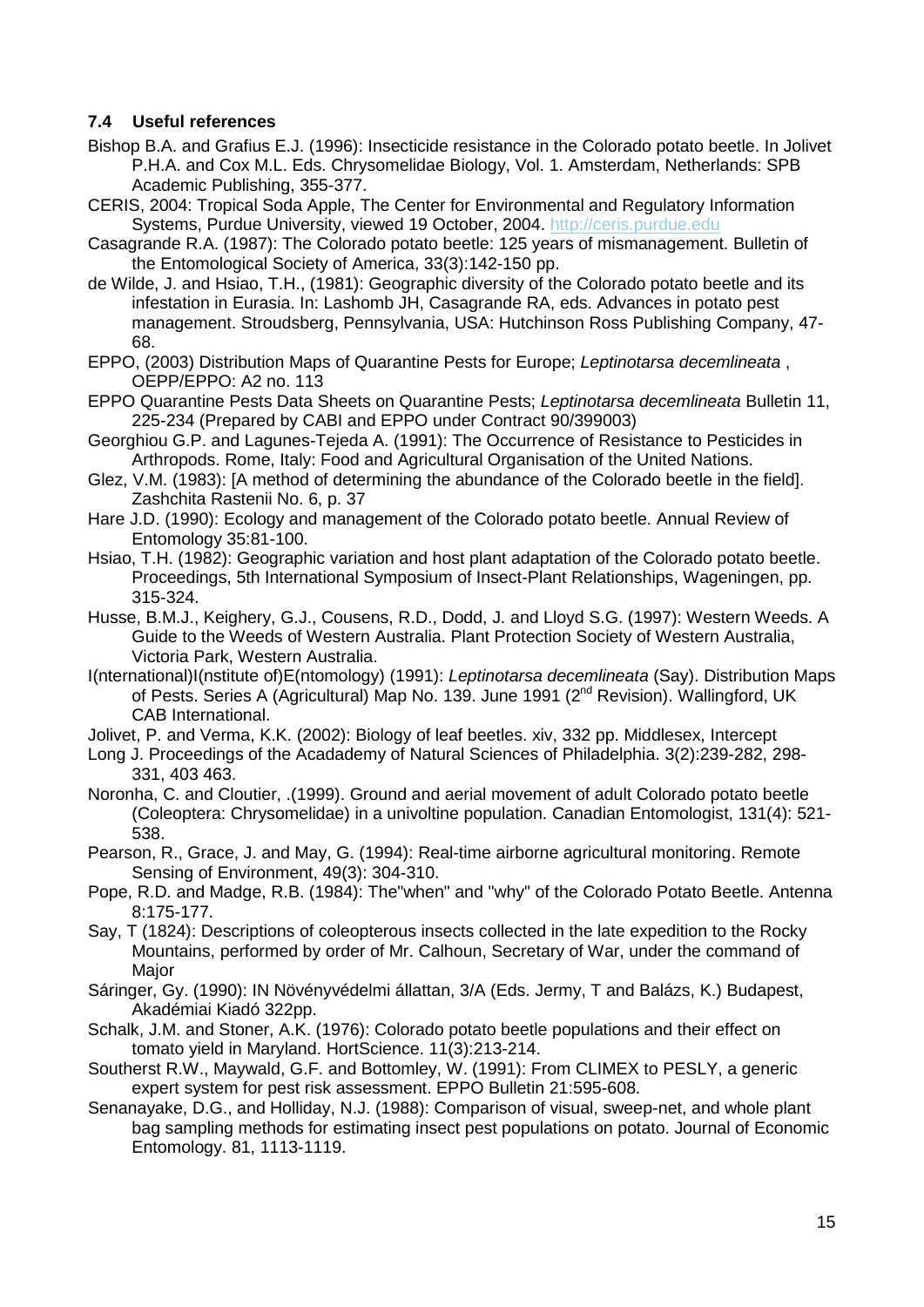### 7.4 Useful references

Bishop B.A. and Grafius E.J. (1996): Insecticide resistance in the Colorado potato beetle. In Jolivet P.H.A. and Cox M.L. Eds. Chrysomelidae Biology, Vol. 1. Amsterdam, Netherlands: SPB Academic Publishing, 355-377.

CERIS, 2004: Tropical Soda Apple, The Center for Environmental and Regulatory Information Systems, Purdue University, viewed 19 October, 2004. http://ceris.purdue.edu

Casagrande R.A. (1987): The Colorado potato beetle: 125 years of mismanagement. Bulletin of the Entomological Society of America, 33(3):142-150 pp.

de Wilde, J. and Hsiao, T.H., (1981): Geographic diversity of the Colorado potato beetle and its infestation in Eurasia. In: Lashomb JH, Casagrande RA, eds. Advances in potato pest management. Stroudsberg, Pennsylvania, USA: Hutchinson Ross Publishing Company, 47-68.

EPPO, (2003) Distribution Maps of Quarantine Pests for Europe; *Leptinotarsa decemlineata* , OEPP/EPPO: A2 no. 113

EPPO Quarantine Pests Data Sheets on Quarantine Pests; *Leptinotarsa decemlineata* Bulletin 11, 225-234 (Prepared by CABI and EPPO under Contract 90/399003)

Georghiou G.P. and Lagunes-Tejeda A. (1991): The Occurrence of Resistance to Pesticides in Arthropods. Rome, Italy: Food and Agricultural Organisation of the United Nations.

Glez, V.M. (1983): [A method of determining the abundance of the Colorado beetle in the field]. Zashchita Rastenii No. 6, p. 37

Hare J.D. (1990): Ecology and management of the Colorado potato beetle. Annual Review of Entomology 35:81-100.

Hsiao, T.H. (1982): Geographic variation and host plant adaptation of the Colorado potato beetle. Proceedings, 5th International Symposium of Insect-Plant Relationships, Wageningen, pp. 315-324.

Husse, B.M.J., Keighery, G.J., Cousens, R.D., Dodd, J. and Lloyd S.G. (1997): Western Weeds. A Guide to the Weeds of Western Australia. Plant Protection Society of Western Australia, Victoria Park, Western Australia.

I(nternational)I(nstitute of)E(ntomology) (1991): *Leptinotarsa decemlineata* (Say). Distribution Maps of Pests. Series A (Agricultural) Map No. 139. June 1991 (2nd Revision). Wallingford, UK CAB International.

Jolivet, P. and Verma, K.K. (2002): Biology of leaf beetles. xiv, 332 pp. Middlesex, Intercept

Long J. Proceedings of the Acadademy of Natural Sciences of Philadelphia. 3(2):239-282, 298-331, 403 463.

Noronha, C. and Cloutier, .(1999). Ground and aerial movement of adult Colorado potato beetle (Coleoptera: Chrysomelidae) in a univoltine population. Canadian Entomologist, 131(4): 521-538.

Pearson, R., Grace, J. and May, G. (1994): Real-time airborne agricultural monitoring. Remote Sensing of Environment, 49(3): 304-310.

Pope, R.D. and Madge, R.B. (1984): The"when" and "why" of the Colorado Potato Beetle. Antenna 8:175-177.

Say, T (1824): Descriptions of coleopterous insects collected in the late expedition to the Rocky Mountains, performed by order of Mr. Calhoun, Secretary of War, under the command of Major

Sáringer, Gy. (1990): IN Növényvédelmi állattan, 3/A (Eds. Jermy, T and Balázs, K.) Budapest, Akadémiai Kiadó 322pp.

Schalk, J.M. and Stoner, A.K. (1976): Colorado potato beetle populations and their effect on tomato yield in Maryland. HortScience. 11(3):213-214.

Southerst R.W., Maywald, G.F. and Bottomley, W. (1991): From CLIMEX to PESLY, a generic expert system for pest risk assessment. EPPO Bulletin 21:595-608.

Senanayake, D.G., and Holliday, N.J. (1988): Comparison of visual, sweep-net, and whole plant bag sampling methods for estimating insect pest populations on potato. Journal of Economic Entomology. 81, 1113-1119.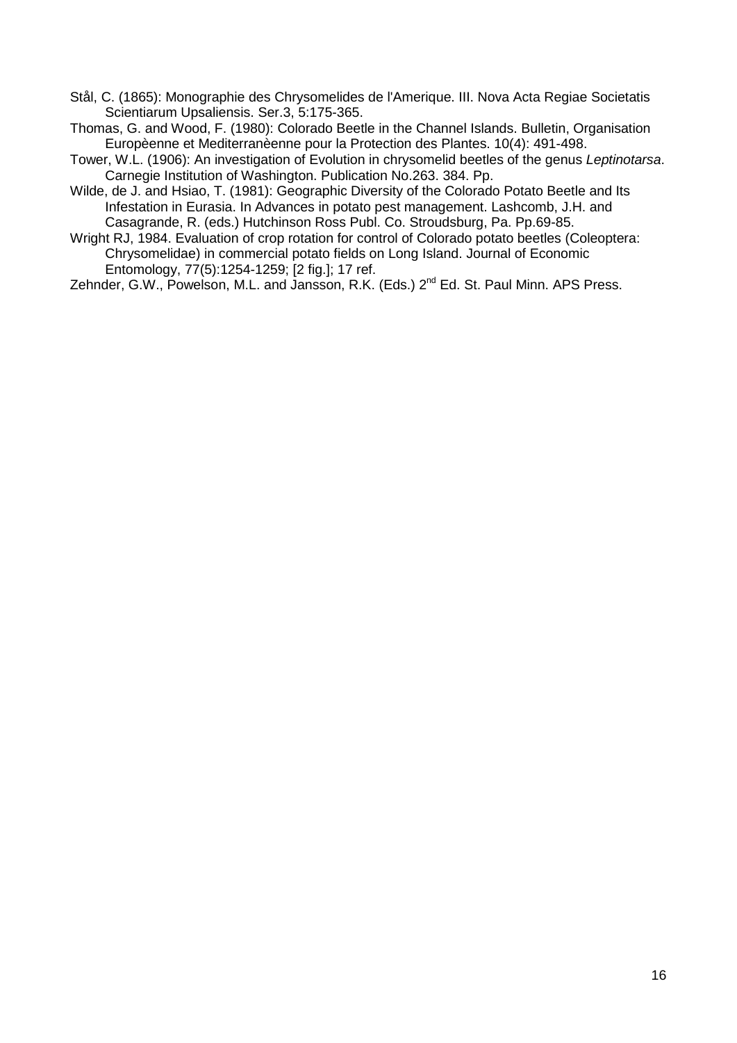Stål, C. (1865): Monographie des Chrysomelides de l'Amerique. III. Nova Acta Regiae Societatis Scientiarum Upsaliensis. Ser.3, 5:175-365.

Thomas, G. and Wood, F. (1980): Colorado Beetle in the Channel Islands. Bulletin, Organisation Europèenne et Mediterranèenne pour la Protection des Plantes. 10(4): 491-498.

Tower, W.L. (1906): An investigation of Evolution in chrysomelid beetles of the genus *Leptinotarsa*. Carnegie Institution of Washington. Publication No.263. 384. Pp.

Wilde, de J. and Hsiao, T. (1981): Geographic Diversity of the Colorado Potato Beetle and Its Infestation in Eurasia. In Advances in potato pest management. Lashcomb, J.H. and Casagrande, R. (eds.) Hutchinson Ross Publ. Co. Stroudsburg, Pa. Pp.69-85.

Wright RJ, 1984. Evaluation of crop rotation for control of Colorado potato beetles (Coleoptera: Chrysomelidae) in commercial potato fields on Long Island. Journal of Economic Entomology, 77(5):1254-1259; [2 fig.]; 17 ref.

Zehnder, G.W., Powelson, M.L. and Jansson, R.K. (Eds.) 2nd Ed. St. Paul Minn. APS Press.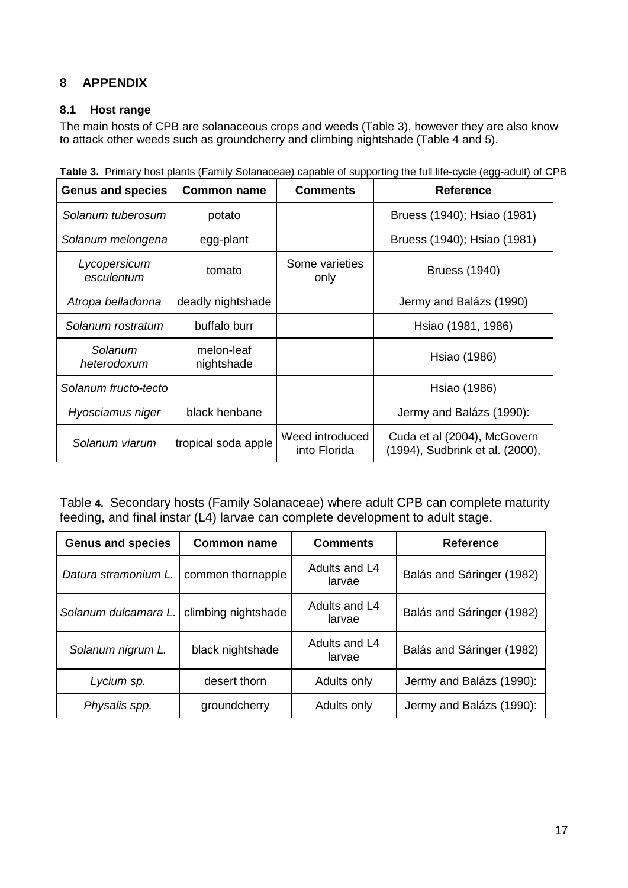# 8 APPENDIX

## 8.1 Host range

The main hosts of CPB are solanaceous crops and weeds (Table 3), however they are also know to attack other weeds such as groundcherry and climbing nightshade (Table 4 and 5).

**Table 3.** Primary host plants (Family Solanaceae) capable of supporting the full life-cycle (egg-adult) of CPB

| Genus and species | Common name | Comments | Reference |
|---|---|---|---|
| *Solanum tuberosum* | potato | | Bruess (1940); Hsiao (1981) |
| *Solanum melongena* | egg-plant | | Bruess (1940); Hsiao (1981) |
| *Lycopersicum esculentum* | tomato | Some varieties only | Bruess (1940) |
| *Atropa belladonna* | deadly nightshade | | Jermy and Balázs (1990) |
| *Solanum rostratum* | buffalo burr | | Hsiao (1981, 1986) |
| *Solanum heterodoxum* | melon-leaf nightshade | | Hsiao (1986) |
| *Solanum fructo-tecto* | | | Hsiao (1986) |
| *Hyosciamus niger* | black henbane | | Jermy and Balázs (1990): |
| *Solanum viarum* | tropical soda apple | Weed introduced into Florida | Cuda et al (2004), McGovern (1994), Sudbrink et al. (2000), |

Table **4.** Secondary hosts (Family Solanaceae) where adult CPB can complete maturity feeding, and final instar (L4) larvae can complete development to adult stage.

| Genus and species | Common name | Comments | Reference |
|---|---|---|---|
| *Datura stramonium L.* | common thornapple | Adults and L4 larvae | Balás and Sáringer (1982) |
| *Solanum dulcamara L.* | climbing nightshade | Adults and L4 larvae | Balás and Sáringer (1982) |
| *Solanum nigrum L.* | black nightshade | Adults and L4 larvae | Balás and Sáringer (1982) |
| *Lycium sp.* | desert thorn | Adults only | Jermy and Balázs (1990): |
| *Physalis spp.* | groundcherry | Adults only | Jermy and Balázs (1990): |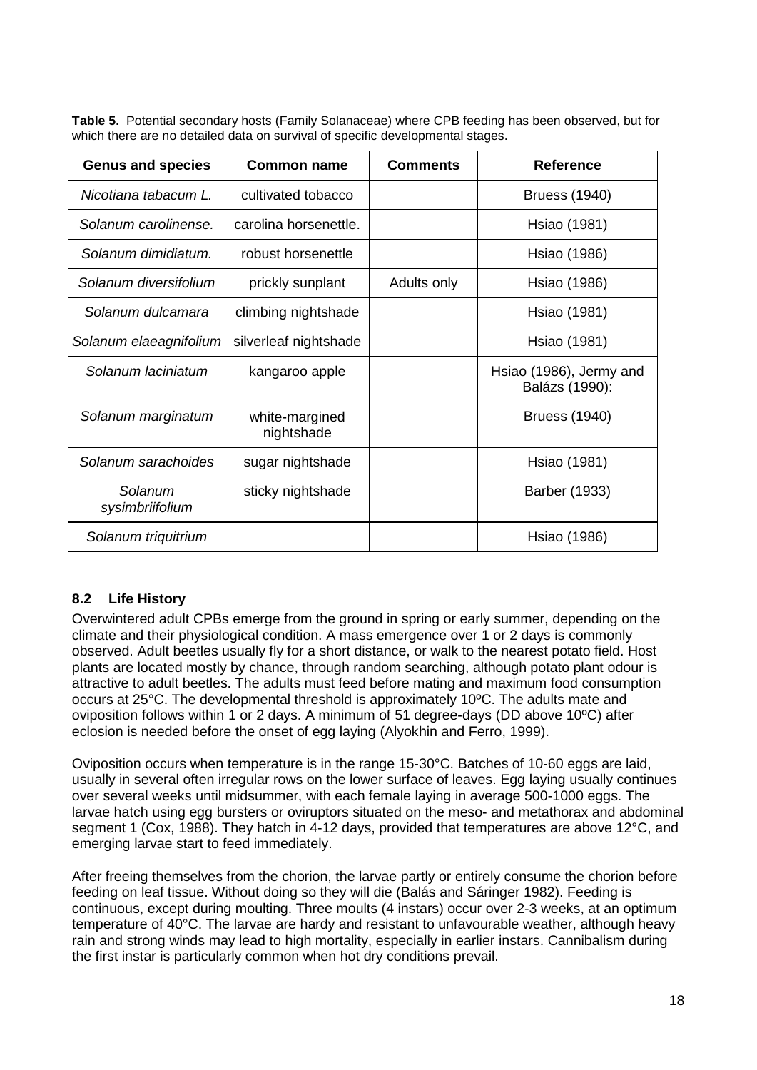**Table 5.** Potential secondary hosts (Family Solanaceae) where CPB feeding has been observed, but for which there are no detailed data on survival of specific developmental stages.

| Genus and species | Common name | Comments | Reference |
|---|---|---|---|
| *Nicotiana tabacum L.* | cultivated tobacco | | Bruess (1940) |
| *Solanum carolinense.* | carolina horsenettle. | | Hsiao (1981) |
| *Solanum dimidiatum.* | robust horsenettle | | Hsiao (1986) |
| *Solanum diversifolium* | prickly sunplant | Adults only | Hsiao (1986) |
| *Solanum dulcamara* | climbing nightshade | | Hsiao (1981) |
| *Solanum elaeagnifolium* | silverleaf nightshade | | Hsiao (1981) |
| *Solanum laciniatum* | kangaroo apple | | Hsiao (1986), Jermy and Balázs (1990): |
| *Solanum marginatum* | white-margined nightshade | | Bruess (1940) |
| *Solanum sarachoides* | sugar nightshade | | Hsiao (1981) |
| *Solanum sysimbriifolium* | sticky nightshade | | Barber (1933) |
| *Solanum triquitrium* | | | Hsiao (1986) |

### 8.2 Life History

Overwintered adult CPBs emerge from the ground in spring or early summer, depending on the climate and their physiological condition. A mass emergence over 1 or 2 days is commonly observed. Adult beetles usually fly for a short distance, or walk to the nearest potato field. Host plants are located mostly by chance, through random searching, although potato plant odour is attractive to adult beetles. The adults must feed before mating and maximum food consumption occurs at 25°C. The developmental threshold is approximately 10ºC. The adults mate and oviposition follows within 1 or 2 days. A minimum of 51 degree-days (DD above 10ºC) after eclosion is needed before the onset of egg laying (Alyokhin and Ferro, 1999).

Oviposition occurs when temperature is in the range 15-30°C. Batches of 10-60 eggs are laid, usually in several often irregular rows on the lower surface of leaves. Egg laying usually continues over several weeks until midsummer, with each female laying in average 500-1000 eggs. The larvae hatch using egg bursters or oviruptors situated on the meso- and metathorax and abdominal segment 1 (Cox, 1988). They hatch in 4-12 days, provided that temperatures are above 12°C, and emerging larvae start to feed immediately.

After freeing themselves from the chorion, the larvae partly or entirely consume the chorion before feeding on leaf tissue. Without doing so they will die (Balás and Sáringer 1982). Feeding is continuous, except during moulting. Three moults (4 instars) occur over 2-3 weeks, at an optimum temperature of 40°C. The larvae are hardy and resistant to unfavourable weather, although heavy rain and strong winds may lead to high mortality, especially in earlier instars. Cannibalism during the first instar is particularly common when hot dry conditions prevail.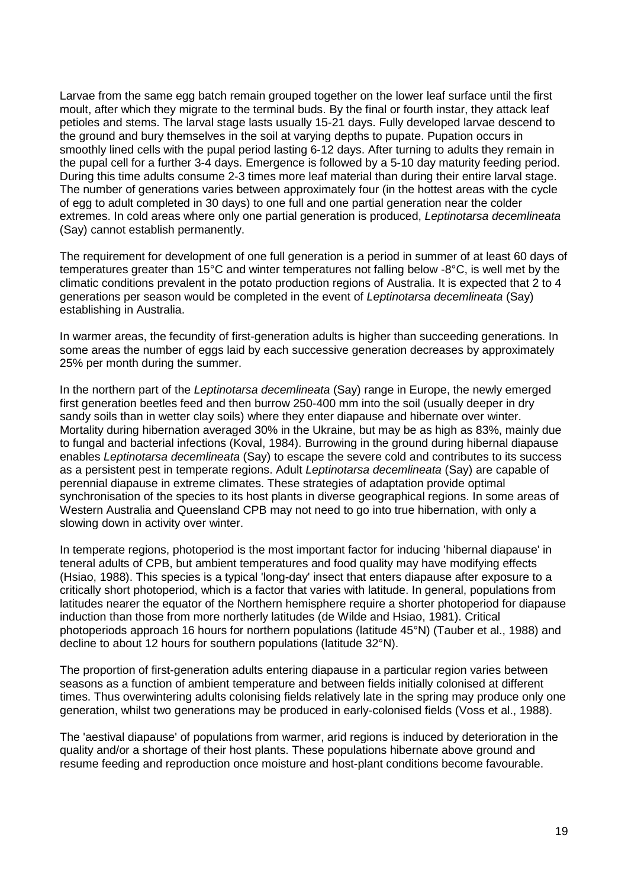Larvae from the same egg batch remain grouped together on the lower leaf surface until the first moult, after which they migrate to the terminal buds. By the final or fourth instar, they attack leaf petioles and stems. The larval stage lasts usually 15-21 days. Fully developed larvae descend to the ground and bury themselves in the soil at varying depths to pupate. Pupation occurs in smoothly lined cells with the pupal period lasting 6-12 days. After turning to adults they remain in the pupal cell for a further 3-4 days. Emergence is followed by a 5-10 day maturity feeding period. During this time adults consume 2-3 times more leaf material than during their entire larval stage. The number of generations varies between approximately four (in the hottest areas with the cycle of egg to adult completed in 30 days) to one full and one partial generation near the colder extremes. In cold areas where only one partial generation is produced, *Leptinotarsa decemlineata* (Say) cannot establish permanently.

The requirement for development of one full generation is a period in summer of at least 60 days of temperatures greater than 15°C and winter temperatures not falling below -8°C, is well met by the climatic conditions prevalent in the potato production regions of Australia. It is expected that 2 to 4 generations per season would be completed in the event of *Leptinotarsa decemlineata* (Say) establishing in Australia.

In warmer areas, the fecundity of first-generation adults is higher than succeeding generations. In some areas the number of eggs laid by each successive generation decreases by approximately 25% per month during the summer.

In the northern part of the *Leptinotarsa decemlineata* (Say) range in Europe, the newly emerged first generation beetles feed and then burrow 250-400 mm into the soil (usually deeper in dry sandy soils than in wetter clay soils) where they enter diapause and hibernate over winter. Mortality during hibernation averaged 30% in the Ukraine, but may be as high as 83%, mainly due to fungal and bacterial infections (Koval, 1984). Burrowing in the ground during hibernal diapause enables *Leptinotarsa decemlineata* (Say) to escape the severe cold and contributes to its success as a persistent pest in temperate regions. Adult *Leptinotarsa decemlineata* (Say) are capable of perennial diapause in extreme climates. These strategies of adaptation provide optimal synchronisation of the species to its host plants in diverse geographical regions. In some areas of Western Australia and Queensland CPB may not need to go into true hibernation, with only a slowing down in activity over winter.

In temperate regions, photoperiod is the most important factor for inducing 'hibernal diapause' in teneral adults of CPB, but ambient temperatures and food quality may have modifying effects (Hsiao, 1988). This species is a typical 'long-day' insect that enters diapause after exposure to a critically short photoperiod, which is a factor that varies with latitude. In general, populations from latitudes nearer the equator of the Northern hemisphere require a shorter photoperiod for diapause induction than those from more northerly latitudes (de Wilde and Hsiao, 1981). Critical photoperiods approach 16 hours for northern populations (latitude 45°N) (Tauber et al., 1988) and decline to about 12 hours for southern populations (latitude 32°N).

The proportion of first-generation adults entering diapause in a particular region varies between seasons as a function of ambient temperature and between fields initially colonised at different times. Thus overwintering adults colonising fields relatively late in the spring may produce only one generation, whilst two generations may be produced in early-colonised fields (Voss et al., 1988).

The 'aestival diapause' of populations from warmer, arid regions is induced by deterioration in the quality and/or a shortage of their host plants. These populations hibernate above ground and resume feeding and reproduction once moisture and host-plant conditions become favourable.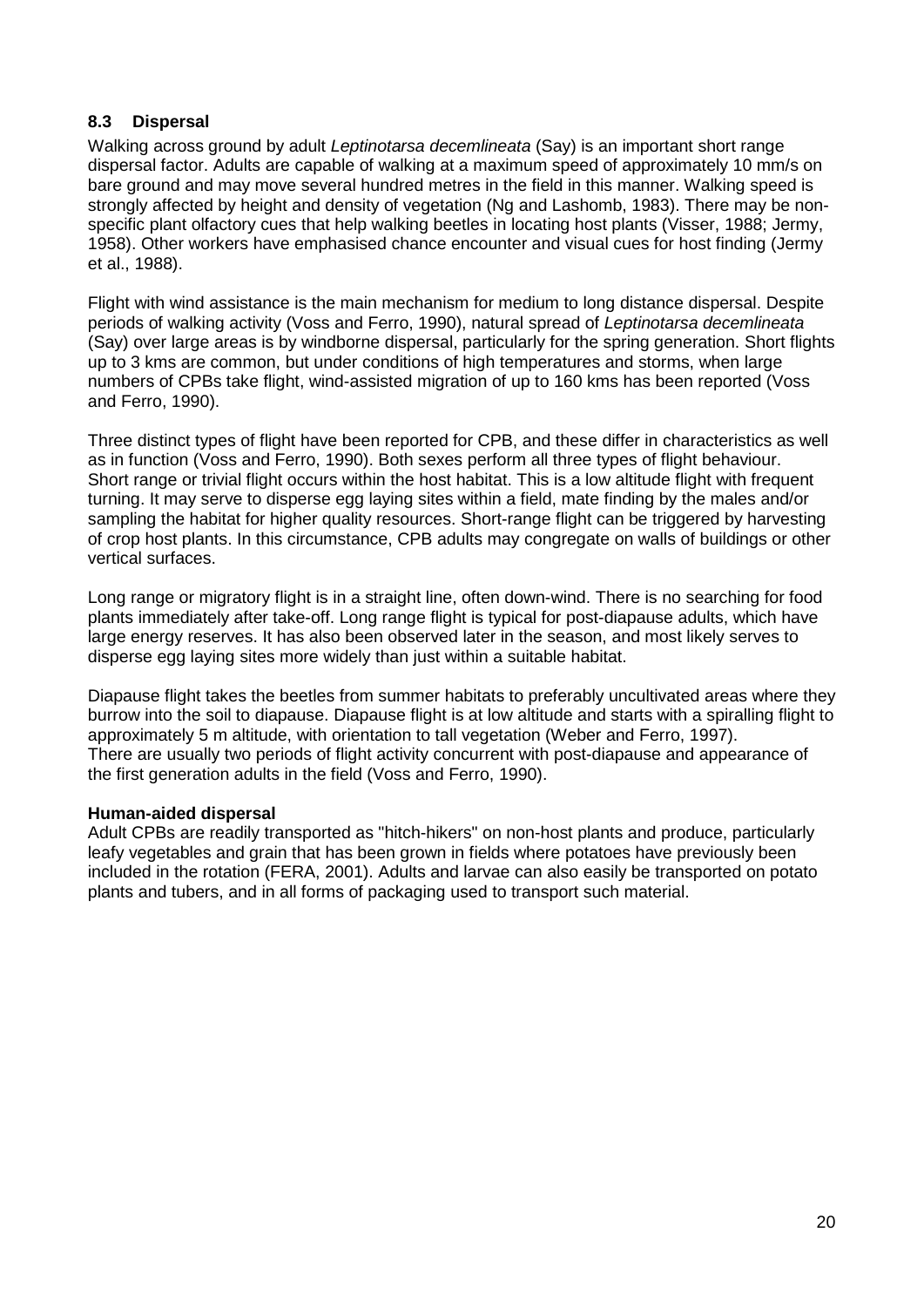## 8.3 Dispersal

Walking across ground by adult *Leptinotarsa decemlineata* (Say) is an important short range dispersal factor. Adults are capable of walking at a maximum speed of approximately 10 mm/s on bare ground and may move several hundred metres in the field in this manner. Walking speed is strongly affected by height and density of vegetation (Ng and Lashomb, 1983). There may be non-specific plant olfactory cues that help walking beetles in locating host plants (Visser, 1988; Jermy, 1958). Other workers have emphasised chance encounter and visual cues for host finding (Jermy et al., 1988).

Flight with wind assistance is the main mechanism for medium to long distance dispersal. Despite periods of walking activity (Voss and Ferro, 1990), natural spread of *Leptinotarsa decemlineata* (Say) over large areas is by windborne dispersal, particularly for the spring generation. Short flights up to 3 kms are common, but under conditions of high temperatures and storms, when large numbers of CPBs take flight, wind-assisted migration of up to 160 kms has been reported (Voss and Ferro, 1990).

Three distinct types of flight have been reported for CPB, and these differ in characteristics as well as in function (Voss and Ferro, 1990). Both sexes perform all three types of flight behaviour. Short range or trivial flight occurs within the host habitat. This is a low altitude flight with frequent turning. It may serve to disperse egg laying sites within a field, mate finding by the males and/or sampling the habitat for higher quality resources. Short-range flight can be triggered by harvesting of crop host plants. In this circumstance, CPB adults may congregate on walls of buildings or other vertical surfaces.

Long range or migratory flight is in a straight line, often down-wind. There is no searching for food plants immediately after take-off. Long range flight is typical for post-diapause adults, which have large energy reserves. It has also been observed later in the season, and most likely serves to disperse egg laying sites more widely than just within a suitable habitat.

Diapause flight takes the beetles from summer habitats to preferably uncultivated areas where they burrow into the soil to diapause. Diapause flight is at low altitude and starts with a spiralling flight to approximately 5 m altitude, with orientation to tall vegetation (Weber and Ferro, 1997). There are usually two periods of flight activity concurrent with post-diapause and appearance of the first generation adults in the field (Voss and Ferro, 1990).

**Human-aided dispersal**

Adult CPBs are readily transported as "hitch-hikers" on non-host plants and produce, particularly leafy vegetables and grain that has been grown in fields where potatoes have previously been included in the rotation (FERA, 2001). Adults and larvae can also easily be transported on potato plants and tubers, and in all forms of packaging used to transport such material.